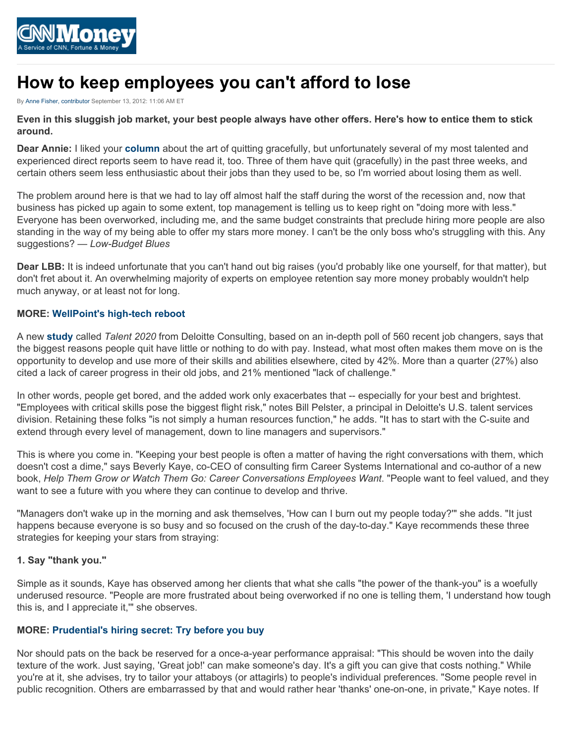# How to keep employees you can't afford to lose

By Anne Fisher, contributor September 13, 2012: 11:06 AM ET

**Even in this sluggish job market, your best people always have other offers. Here's how to entice them to stick around.**

**Dear Annie:** I liked your **column** about the art of quitting gracefully, but unfortunately several of my most talented and experienced direct reports seem to have read it, too. Three of them have quit (gracefully) in the past three weeks, and certain others seem less enthusiastic about their jobs than they used to be, so I'm worried about losing them as well.

The problem around here is that we had to lay off almost half the staff during the worst of the recession and, now that business has picked up again to some extent, top management is telling us to keep right on "doing more with less." Everyone has been overworked, including me, and the same budget constraints that preclude hiring more people are also standing in the way of my being able to offer my stars more money. I can't be the only boss who's struggling with this. Any suggestions? — *Low-Budget Blues*

**Dear LBB:** It is indeed unfortunate that you can't hand out big raises (you'd probably like one yourself, for that matter), but don't fret about it. An overwhelming majority of experts on employee retention say more money probably wouldn't help much anyway, or at least not for long.

**MORE: WellPoint's high-tech reboot**

A new **study** called *Talent 2020* from Deloitte Consulting, based on an in-depth poll of 560 recent job changers, says that the biggest reasons people quit have little or nothing to do with pay. Instead, what most often makes them move on is the opportunity to develop and use more of their skills and abilities elsewhere, cited by 42%. More than a quarter (27%) also cited a lack of career progress in their old jobs, and 21% mentioned "lack of challenge."

In other words, people get bored, and the added work only exacerbates that -- especially for your best and brightest. "Employees with critical skills pose the biggest flight risk," notes Bill Pelster, a principal in Deloitte's U.S. talent services division. Retaining these folks "is not simply a human resources function," he adds. "It has to start with the C-suite and extend through every level of management, down to line managers and supervisors."

This is where you come in. "Keeping your best people is often a matter of having the right conversations with them, which doesn't cost a dime," says Beverly Kaye, co-CEO of consulting firm Career Systems International and co-author of a new book, *Help Them Grow or Watch Them Go: Career Conversations Employees Want*. "People want to feel valued, and they want to see a future with you where they can continue to develop and thrive.

"Managers don't wake up in the morning and ask themselves, 'How can I burn out my people today?'" she adds. "It just happens because everyone is so busy and so focused on the crush of the day-to-day." Kaye recommends these three strategies for keeping your stars from straying:

**1. Say "thank you."**

Simple as it sounds, Kaye has observed among her clients that what she calls "the power of the thank-you" is a woefully underused resource. "People are more frustrated about being overworked if no one is telling them, 'I understand how tough this is, and I appreciate it,'" she observes.

**MORE: Prudential's hiring secret: Try before you buy**

Nor should pats on the back be reserved for a once-a-year performance appraisal: "This should be woven into the daily texture of the work. Just saying, 'Great job!' can make someone's day. It's a gift you can give that costs nothing." While you're at it, she advises, try to tailor your attaboys (or attagirls) to people's individual preferences. "Some people revel in public recognition. Others are embarrassed by that and would rather hear 'thanks' one-on-one, in private," Kaye notes. If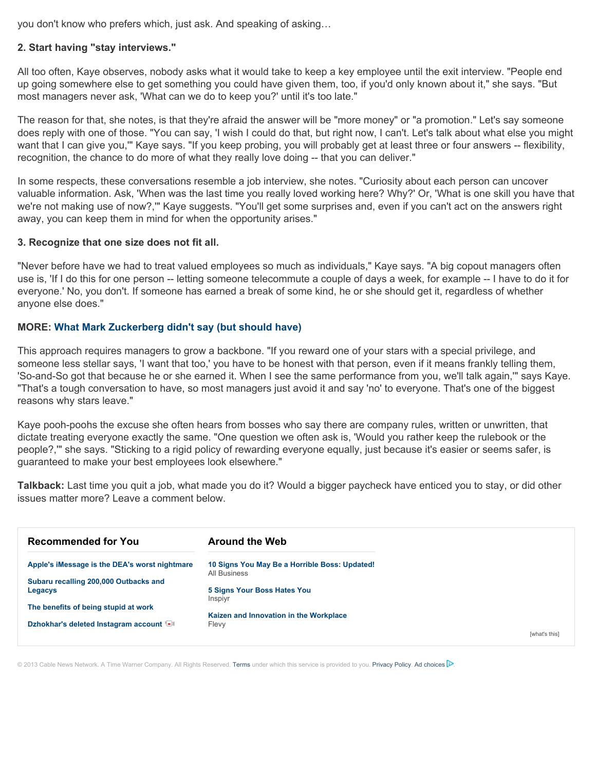you don't know who prefers which, just ask. And speaking of asking…

**2. Start having "stay interviews."**

All too often, Kaye observes, nobody asks what it would take to keep a key employee until the exit interview. "People end up going somewhere else to get something you could have given them, too, if you'd only known about it," she says. "But most managers never ask, 'What can we do to keep you?' until it's too late."

The reason for that, she notes, is that they're afraid the answer will be "more money" or "a promotion." Let's say someone does reply with one of those. "You can say, 'I wish I could do that, but right now, I can't. Let's talk about what else you might want that I can give you,'" Kaye says. "If you keep probing, you will probably get at least three or four answers -- flexibility, recognition, the chance to do more of what they really love doing -- that you can deliver."

In some respects, these conversations resemble a job interview, she notes. "Curiosity about each person can uncover valuable information. Ask, 'When was the last time you really loved working here? Why?' Or, 'What is one skill you have that we're not making use of now?,'" Kaye suggests. "You'll get some surprises and, even if you can't act on the answers right away, you can keep them in mind for when the opportunity arises."

**3. Recognize that one size does not fit all.**

"Never before have we had to treat valued employees so much as individuals," Kaye says. "A big copout managers often use is, 'If I do this for one person -- letting someone telecommute a couple of days a week, for example -- I have to do it for everyone.' No, you don't. If someone has earned a break of some kind, he or she should get it, regardless of whether anyone else does."

**MORE: What Mark Zuckerberg didn't say (but should have)**

This approach requires managers to grow a backbone. "If you reward one of your stars with a special privilege, and someone less stellar says, 'I want that too,' you have to be honest with that person, even if it means frankly telling them, 'So-and-So got that because he or she earned it. When I see the same performance from you, we'll talk again,'" says Kaye. "That's a tough conversation to have, so most managers just avoid it and say 'no' to everyone. That's one of the biggest reasons why stars leave."

Kaye pooh-poohs the excuse she often hears from bosses who say there are company rules, written or unwritten, that dictate treating everyone exactly the same. "One question we often ask is, 'Would you rather keep the rulebook or the people?,'" she says. "Sticking to a rigid policy of rewarding everyone equally, just because it's easier or seems safer, is guaranteed to make your best employees look elsewhere."

**Talkback:** Last time you quit a job, what made you do it? Would a bigger paycheck have enticed you to stay, or did other issues matter more? Leave a comment below.

**Recommended for You**

- Apple's iMessage is the DEA's worst nightmare
- Subaru recalling 200,000 Outbacks and Legacys
- The benefits of being stupid at work
- Dzhokhar's deleted Instagram account

**Around the Web**

- 10 Signs You May be a Horrible Boss: Updated! — All Business
- 5 Signs Your Boss Hates You — Inspiyr
- Kaizen and Innovation in the Workplace — Flevy

[what's this]

© 2013 Cable News Network. A Time Warner Company. All Rights Reserved. Terms under which this service is provided to you. Privacy Policy. Ad choices.